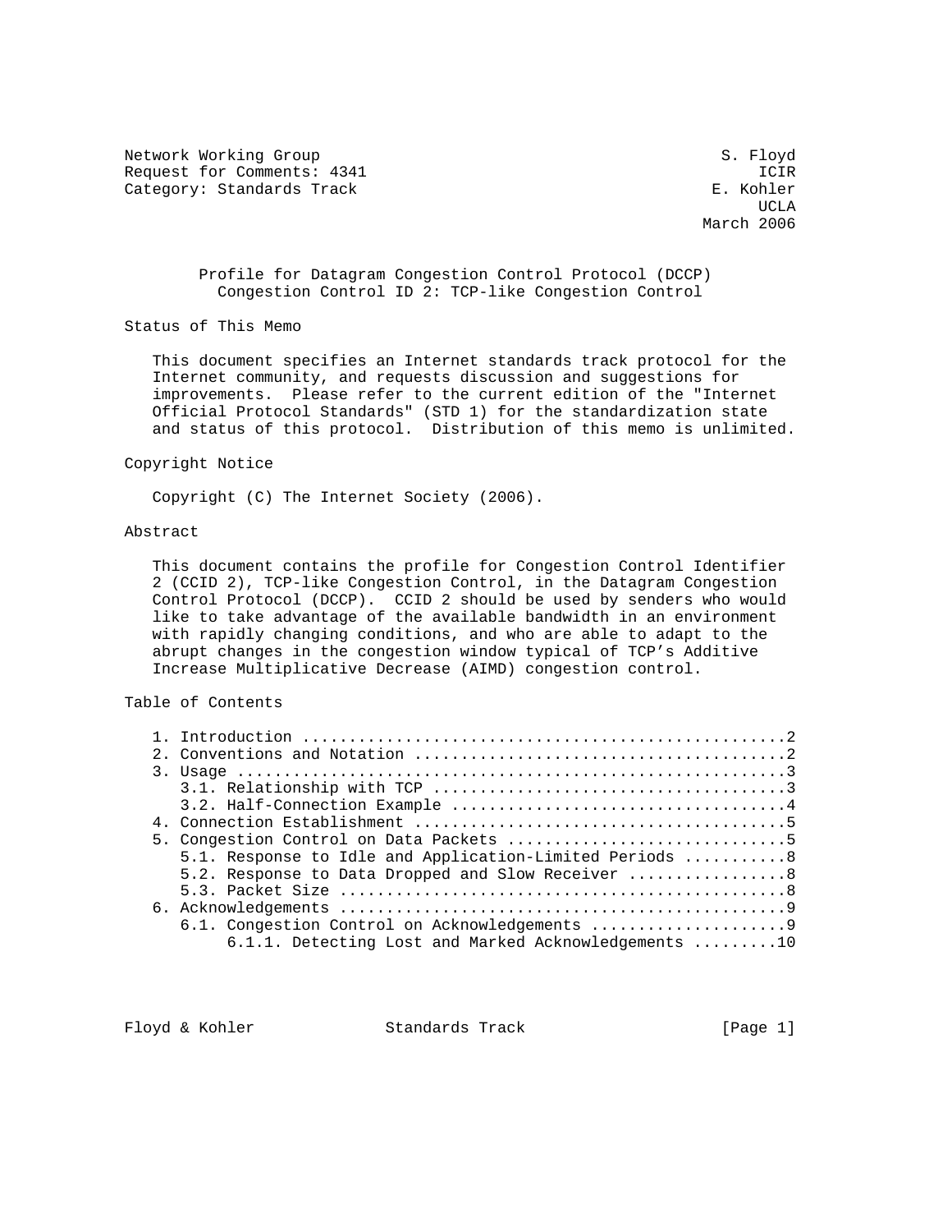Network Working Group S. Floyd
Request for Comments: 4341 ICIR
Category: Standards Track E. Kohler
UCLA
March 2006

# Profile for Datagram Congestion Control Protocol (DCCP) Congestion Control ID 2: TCP-like Congestion Control

## Status of This Memo

This document specifies an Internet standards track protocol for the Internet community, and requests discussion and suggestions for improvements. Please refer to the current edition of the "Internet Official Protocol Standards" (STD 1) for the standardization state and status of this protocol. Distribution of this memo is unlimited.

## Copyright Notice

Copyright (C) The Internet Society (2006).

## Abstract

This document contains the profile for Congestion Control Identifier 2 (CCID 2), TCP-like Congestion Control, in the Datagram Congestion Control Protocol (DCCP). CCID 2 should be used by senders who would like to take advantage of the available bandwidth in an environment with rapidly changing conditions, and who are able to adapt to the abrupt changes in the congestion window typical of TCP's Additive Increase Multiplicative Decrease (AIMD) congestion control.

## Table of Contents

```
1. Introduction ....................................................2
2. Conventions and Notation ........................................2
3. Usage ...........................................................3
   3.1. Relationship with TCP ......................................3
   3.2. Half-Connection Example ....................................4
4. Connection Establishment ........................................5
5. Congestion Control on Data Packets ..............................5
   5.1. Response to Idle and Application-Limited Periods ...........8
   5.2. Response to Data Dropped and Slow Receiver .................8
   5.3. Packet Size ................................................8
6. Acknowledgements ................................................9
   6.1. Congestion Control on Acknowledgements .....................9
        6.1.1. Detecting Lost and Marked Acknowledgements .........10
```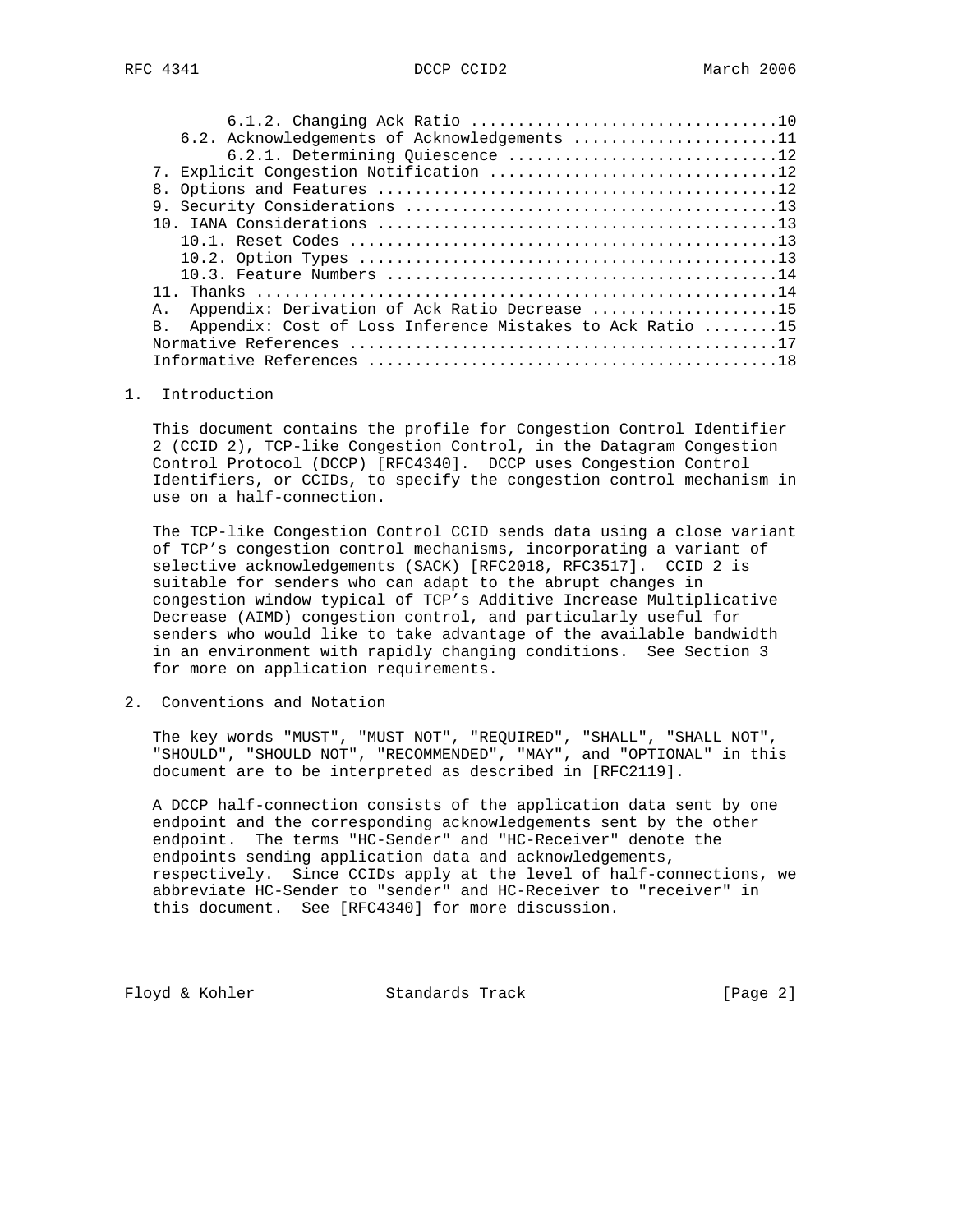6.1.2. Changing Ack Ratio ................................10
6.2. Acknowledgements of Acknowledgements ......................11
6.2.1. Determining Quiescence ............................12
7. Explicit Congestion Notification ..............................12
8. Options and Features ..........................................12
9. Security Considerations .......................................13
10. IANA Considerations ..........................................13
10.1. Reset Codes .............................................13
10.2. Option Types ............................................13
10.3. Feature Numbers .........................................14
11. Thanks .......................................................14
A. Appendix: Derivation of Ack Ratio Decrease ....................15
B. Appendix: Cost of Loss Inference Mistakes to Ack Ratio ........15
Normative References .............................................17
Informative References ...........................................18

## 1. Introduction

This document contains the profile for Congestion Control Identifier 2 (CCID 2), TCP-like Congestion Control, in the Datagram Congestion Control Protocol (DCCP) [RFC4340]. DCCP uses Congestion Control Identifiers, or CCIDs, to specify the congestion control mechanism in use on a half-connection.

The TCP-like Congestion Control CCID sends data using a close variant of TCP's congestion control mechanisms, incorporating a variant of selective acknowledgements (SACK) [RFC2018, RFC3517]. CCID 2 is suitable for senders who can adapt to the abrupt changes in congestion window typical of TCP's Additive Increase Multiplicative Decrease (AIMD) congestion control, and particularly useful for senders who would like to take advantage of the available bandwidth in an environment with rapidly changing conditions. See Section 3 for more on application requirements.

## 2. Conventions and Notation

The key words "MUST", "MUST NOT", "REQUIRED", "SHALL", "SHALL NOT", "SHOULD", "SHOULD NOT", "RECOMMENDED", "MAY", and "OPTIONAL" in this document are to be interpreted as described in [RFC2119].

A DCCP half-connection consists of the application data sent by one endpoint and the corresponding acknowledgements sent by the other endpoint. The terms "HC-Sender" and "HC-Receiver" denote the endpoints sending application data and acknowledgements, respectively. Since CCIDs apply at the level of half-connections, we abbreviate HC-Sender to "sender" and HC-Receiver to "receiver" in this document. See [RFC4340] for more discussion.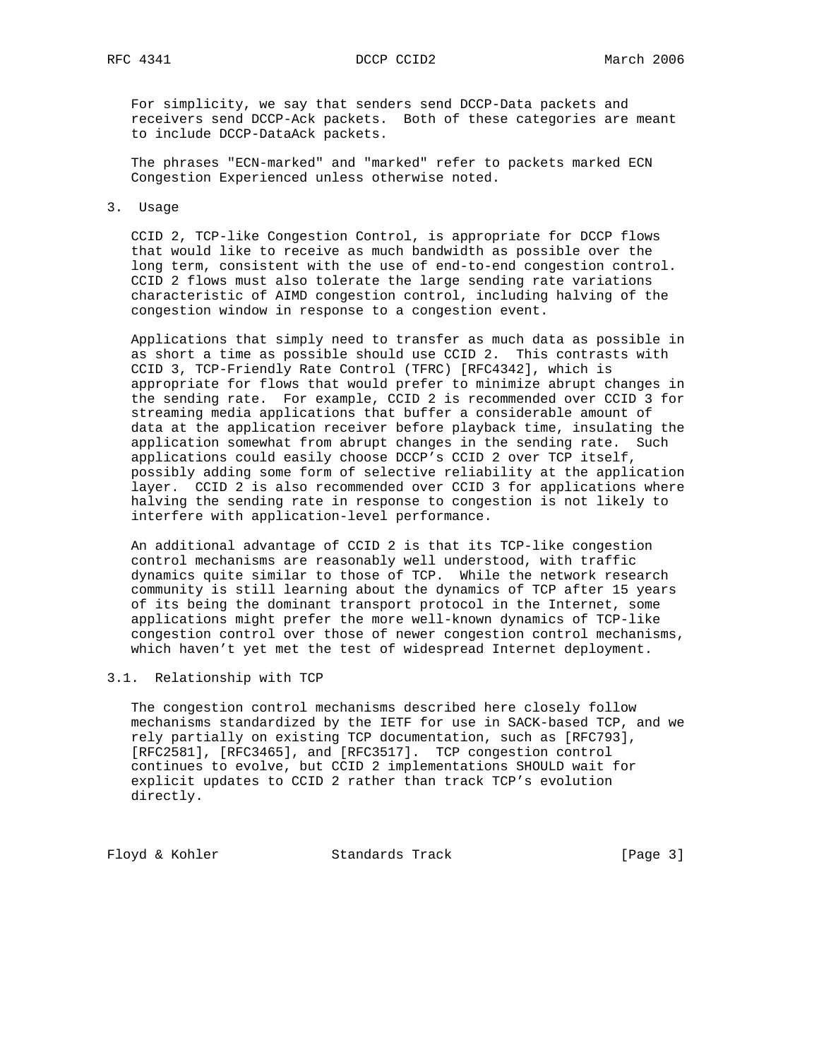For simplicity, we say that senders send DCCP-Data packets and receivers send DCCP-Ack packets. Both of these categories are meant to include DCCP-DataAck packets.

The phrases "ECN-marked" and "marked" refer to packets marked ECN Congestion Experienced unless otherwise noted.

## 3. Usage

CCID 2, TCP-like Congestion Control, is appropriate for DCCP flows that would like to receive as much bandwidth as possible over the long term, consistent with the use of end-to-end congestion control. CCID 2 flows must also tolerate the large sending rate variations characteristic of AIMD congestion control, including halving of the congestion window in response to a congestion event.

Applications that simply need to transfer as much data as possible in as short a time as possible should use CCID 2. This contrasts with CCID 3, TCP-Friendly Rate Control (TFRC) [RFC4342], which is appropriate for flows that would prefer to minimize abrupt changes in the sending rate. For example, CCID 2 is recommended over CCID 3 for streaming media applications that buffer a considerable amount of data at the application receiver before playback time, insulating the application somewhat from abrupt changes in the sending rate. Such applications could easily choose DCCP's CCID 2 over TCP itself, possibly adding some form of selective reliability at the application layer. CCID 2 is also recommended over CCID 3 for applications where halving the sending rate in response to congestion is not likely to interfere with application-level performance.

An additional advantage of CCID 2 is that its TCP-like congestion control mechanisms are reasonably well understood, with traffic dynamics quite similar to those of TCP. While the network research community is still learning about the dynamics of TCP after 15 years of its being the dominant transport protocol in the Internet, some applications might prefer the more well-known dynamics of TCP-like congestion control over those of newer congestion control mechanisms, which haven't yet met the test of widespread Internet deployment.

### 3.1. Relationship with TCP

The congestion control mechanisms described here closely follow mechanisms standardized by the IETF for use in SACK-based TCP, and we rely partially on existing TCP documentation, such as [RFC793], [RFC2581], [RFC3465], and [RFC3517]. TCP congestion control continues to evolve, but CCID 2 implementations SHOULD wait for explicit updates to CCID 2 rather than track TCP's evolution directly.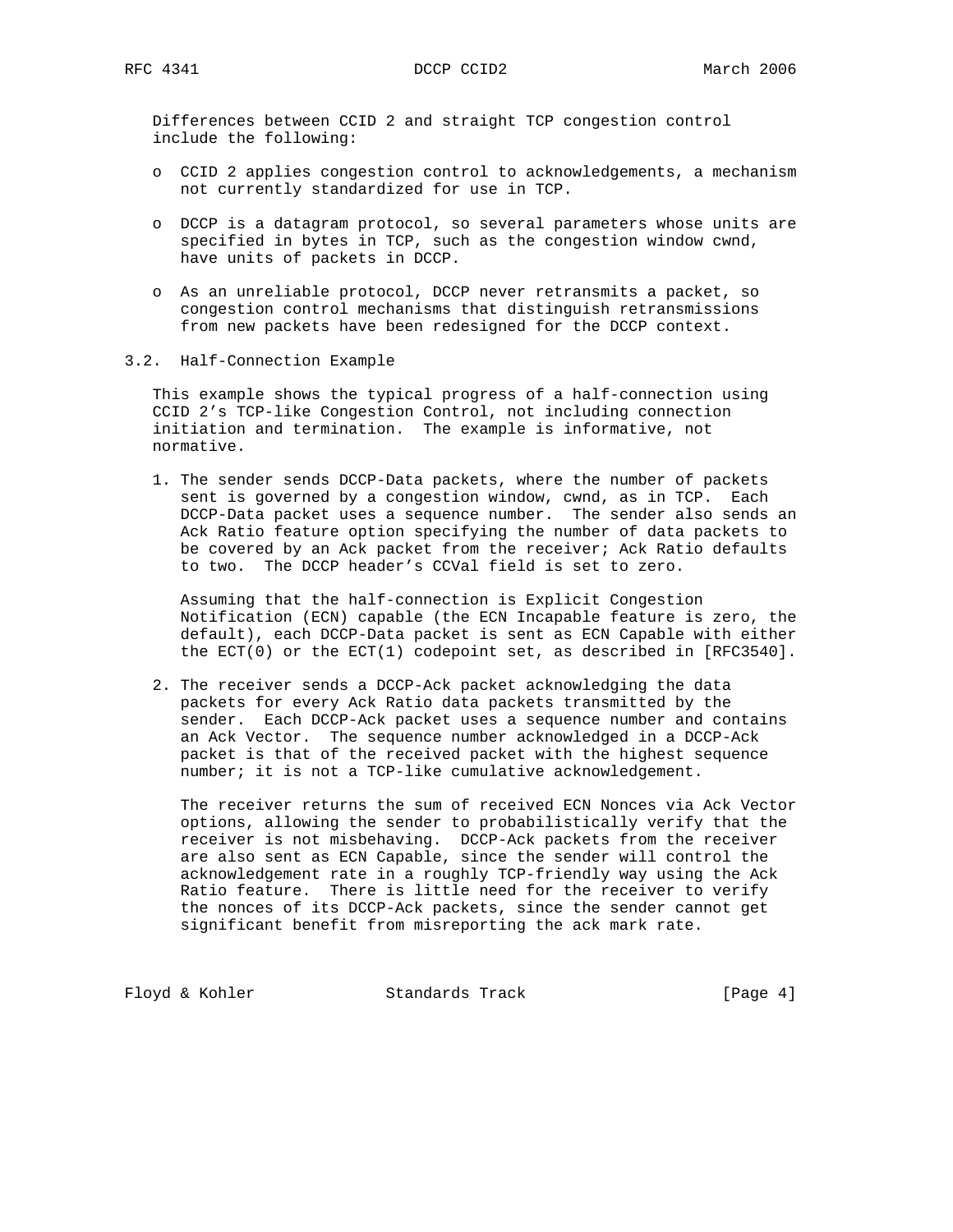Differences between CCID 2 and straight TCP congestion control include the following:

- CCID 2 applies congestion control to acknowledgements, a mechanism not currently standardized for use in TCP.
- DCCP is a datagram protocol, so several parameters whose units are specified in bytes in TCP, such as the congestion window cwnd, have units of packets in DCCP.
- As an unreliable protocol, DCCP never retransmits a packet, so congestion control mechanisms that distinguish retransmissions from new packets have been redesigned for the DCCP context.

## 3.2. Half-Connection Example

This example shows the typical progress of a half-connection using CCID 2's TCP-like Congestion Control, not including connection initiation and termination. The example is informative, not normative.

1. The sender sends DCCP-Data packets, where the number of packets sent is governed by a congestion window, cwnd, as in TCP. Each DCCP-Data packet uses a sequence number. The sender also sends an Ack Ratio feature option specifying the number of data packets to be covered by an Ack packet from the receiver; Ack Ratio defaults to two. The DCCP header's CCVal field is set to zero.

   Assuming that the half-connection is Explicit Congestion Notification (ECN) capable (the ECN Incapable feature is zero, the default), each DCCP-Data packet is sent as ECN Capable with either the ECT(0) or the ECT(1) codepoint set, as described in [RFC3540].

2. The receiver sends a DCCP-Ack packet acknowledging the data packets for every Ack Ratio data packets transmitted by the sender. Each DCCP-Ack packet uses a sequence number and contains an Ack Vector. The sequence number acknowledged in a DCCP-Ack packet is that of the received packet with the highest sequence number; it is not a TCP-like cumulative acknowledgement.

   The receiver returns the sum of received ECN Nonces via Ack Vector options, allowing the sender to probabilistically verify that the receiver is not misbehaving. DCCP-Ack packets from the receiver are also sent as ECN Capable, since the sender will control the acknowledgement rate in a roughly TCP-friendly way using the Ack Ratio feature. There is little need for the receiver to verify the nonces of its DCCP-Ack packets, since the sender cannot get significant benefit from misreporting the ack mark rate.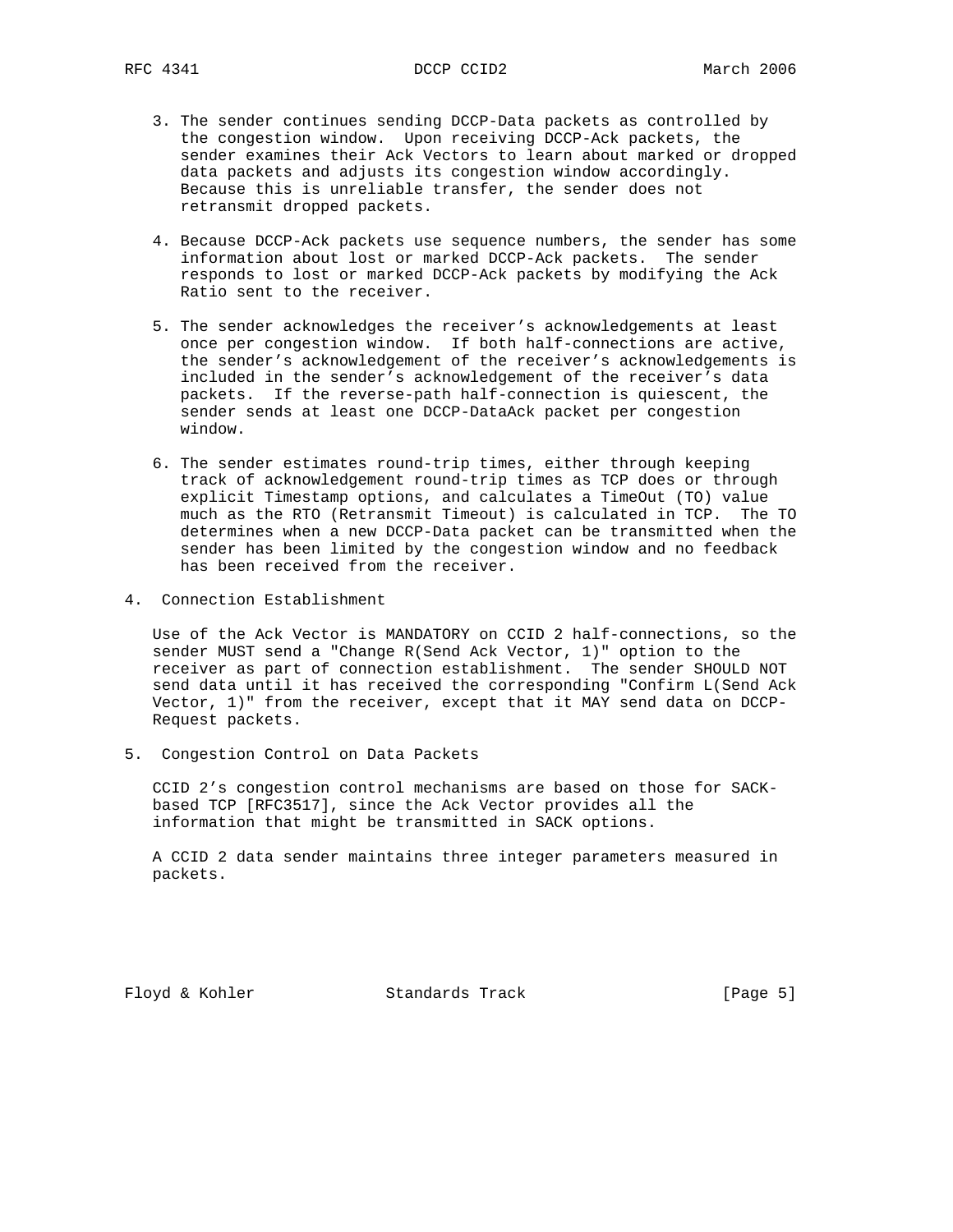3. The sender continues sending DCCP-Data packets as controlled by the congestion window. Upon receiving DCCP-Ack packets, the sender examines their Ack Vectors to learn about marked or dropped data packets and adjusts its congestion window accordingly. Because this is unreliable transfer, the sender does not retransmit dropped packets.

4. Because DCCP-Ack packets use sequence numbers, the sender has some information about lost or marked DCCP-Ack packets. The sender responds to lost or marked DCCP-Ack packets by modifying the Ack Ratio sent to the receiver.

5. The sender acknowledges the receiver's acknowledgements at least once per congestion window. If both half-connections are active, the sender's acknowledgement of the receiver's acknowledgements is included in the sender's acknowledgement of the receiver's data packets. If the reverse-path half-connection is quiescent, the sender sends at least one DCCP-DataAck packet per congestion window.

6. The sender estimates round-trip times, either through keeping track of acknowledgement round-trip times as TCP does or through explicit Timestamp options, and calculates a TimeOut (TO) value much as the RTO (Retransmit Timeout) is calculated in TCP. The TO determines when a new DCCP-Data packet can be transmitted when the sender has been limited by the congestion window and no feedback has been received from the receiver.

## 4. Connection Establishment

Use of the Ack Vector is MANDATORY on CCID 2 half-connections, so the sender MUST send a "Change R(Send Ack Vector, 1)" option to the receiver as part of connection establishment. The sender SHOULD NOT send data until it has received the corresponding "Confirm L(Send Ack Vector, 1)" from the receiver, except that it MAY send data on DCCP-Request packets.

## 5. Congestion Control on Data Packets

CCID 2's congestion control mechanisms are based on those for SACK-based TCP [RFC3517], since the Ack Vector provides all the information that might be transmitted in SACK options.

A CCID 2 data sender maintains three integer parameters measured in packets.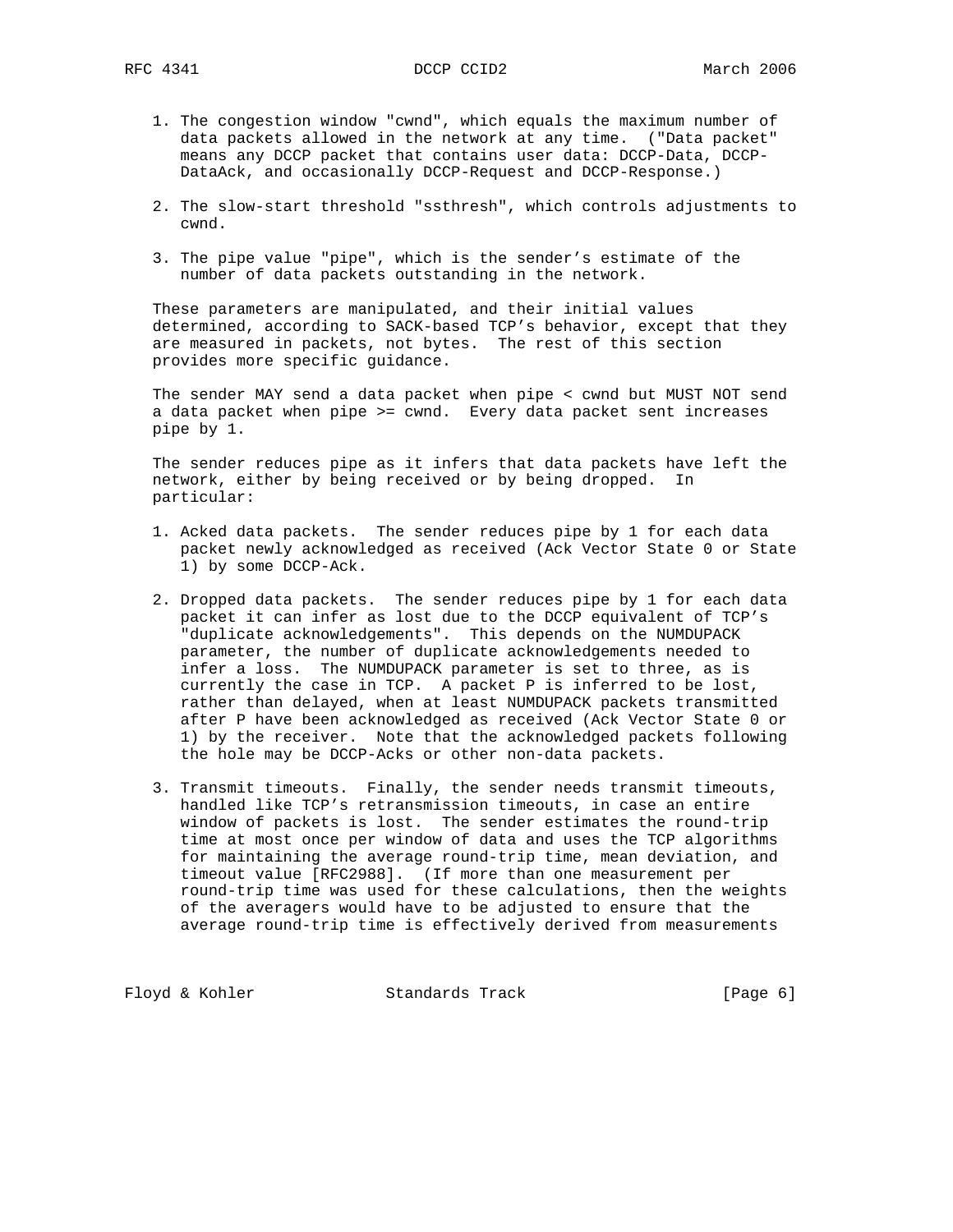1. The congestion window "cwnd", which equals the maximum number of data packets allowed in the network at any time. ("Data packet" means any DCCP packet that contains user data: DCCP-Data, DCCP-DataAck, and occasionally DCCP-Request and DCCP-Response.)

2. The slow-start threshold "ssthresh", which controls adjustments to cwnd.

3. The pipe value "pipe", which is the sender's estimate of the number of data packets outstanding in the network.

These parameters are manipulated, and their initial values determined, according to SACK-based TCP's behavior, except that they are measured in packets, not bytes. The rest of this section provides more specific guidance.

The sender MAY send a data packet when pipe < cwnd but MUST NOT send a data packet when pipe >= cwnd. Every data packet sent increases pipe by 1.

The sender reduces pipe as it infers that data packets have left the network, either by being received or by being dropped. In particular:

1. Acked data packets. The sender reduces pipe by 1 for each data packet newly acknowledged as received (Ack Vector State 0 or State 1) by some DCCP-Ack.

2. Dropped data packets. The sender reduces pipe by 1 for each data packet it can infer as lost due to the DCCP equivalent of TCP's "duplicate acknowledgements". This depends on the NUMDUPACK parameter, the number of duplicate acknowledgements needed to infer a loss. The NUMDUPACK parameter is set to three, as is currently the case in TCP. A packet P is inferred to be lost, rather than delayed, when at least NUMDUPACK packets transmitted after P have been acknowledged as received (Ack Vector State 0 or 1) by the receiver. Note that the acknowledged packets following the hole may be DCCP-Acks or other non-data packets.

3. Transmit timeouts. Finally, the sender needs transmit timeouts, handled like TCP's retransmission timeouts, in case an entire window of packets is lost. The sender estimates the round-trip time at most once per window of data and uses the TCP algorithms for maintaining the average round-trip time, mean deviation, and timeout value [RFC2988]. (If more than one measurement per round-trip time was used for these calculations, then the weights of the averagers would have to be adjusted to ensure that the average round-trip time is effectively derived from measurements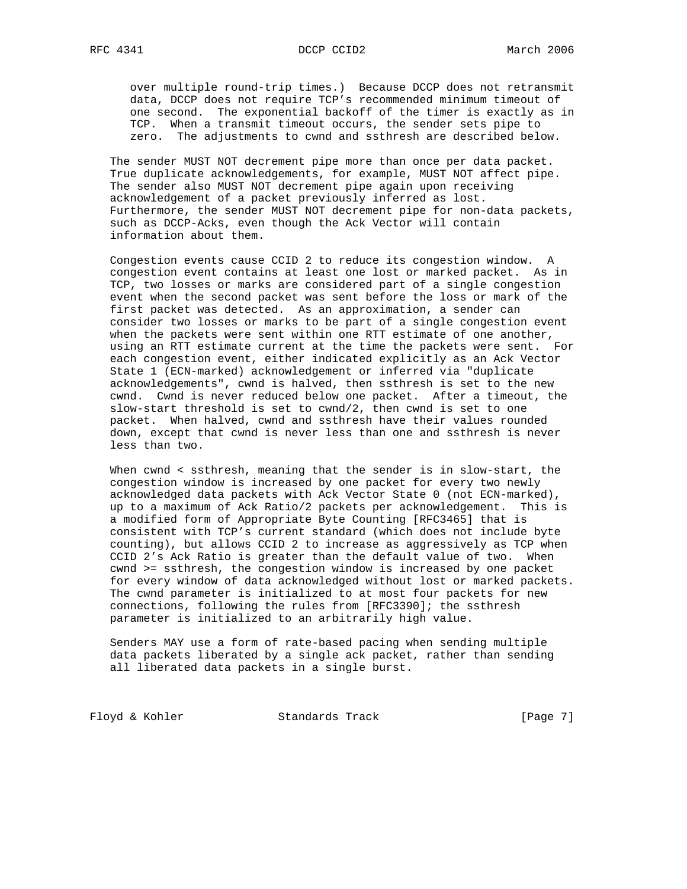over multiple round-trip times.) Because DCCP does not retransmit data, DCCP does not require TCP's recommended minimum timeout of one second. The exponential backoff of the timer is exactly as in TCP. When a transmit timeout occurs, the sender sets pipe to zero. The adjustments to cwnd and ssthresh are described below.

The sender MUST NOT decrement pipe more than once per data packet. True duplicate acknowledgements, for example, MUST NOT affect pipe. The sender also MUST NOT decrement pipe again upon receiving acknowledgement of a packet previously inferred as lost. Furthermore, the sender MUST NOT decrement pipe for non-data packets, such as DCCP-Acks, even though the Ack Vector will contain information about them.

Congestion events cause CCID 2 to reduce its congestion window. A congestion event contains at least one lost or marked packet. As in TCP, two losses or marks are considered part of a single congestion event when the second packet was sent before the loss or mark of the first packet was detected. As an approximation, a sender can consider two losses or marks to be part of a single congestion event when the packets were sent within one RTT estimate of one another, using an RTT estimate current at the time the packets were sent. For each congestion event, either indicated explicitly as an Ack Vector State 1 (ECN-marked) acknowledgement or inferred via "duplicate acknowledgements", cwnd is halved, then ssthresh is set to the new cwnd. Cwnd is never reduced below one packet. After a timeout, the slow-start threshold is set to cwnd/2, then cwnd is set to one packet. When halved, cwnd and ssthresh have their values rounded down, except that cwnd is never less than one and ssthresh is never less than two.

When cwnd < ssthresh, meaning that the sender is in slow-start, the congestion window is increased by one packet for every two newly acknowledged data packets with Ack Vector State 0 (not ECN-marked), up to a maximum of Ack Ratio/2 packets per acknowledgement. This is a modified form of Appropriate Byte Counting [RFC3465] that is consistent with TCP's current standard (which does not include byte counting), but allows CCID 2 to increase as aggressively as TCP when CCID 2's Ack Ratio is greater than the default value of two. When cwnd >= ssthresh, the congestion window is increased by one packet for every window of data acknowledged without lost or marked packets. The cwnd parameter is initialized to at most four packets for new connections, following the rules from [RFC3390]; the ssthresh parameter is initialized to an arbitrarily high value.

Senders MAY use a form of rate-based pacing when sending multiple data packets liberated by a single ack packet, rather than sending all liberated data packets in a single burst.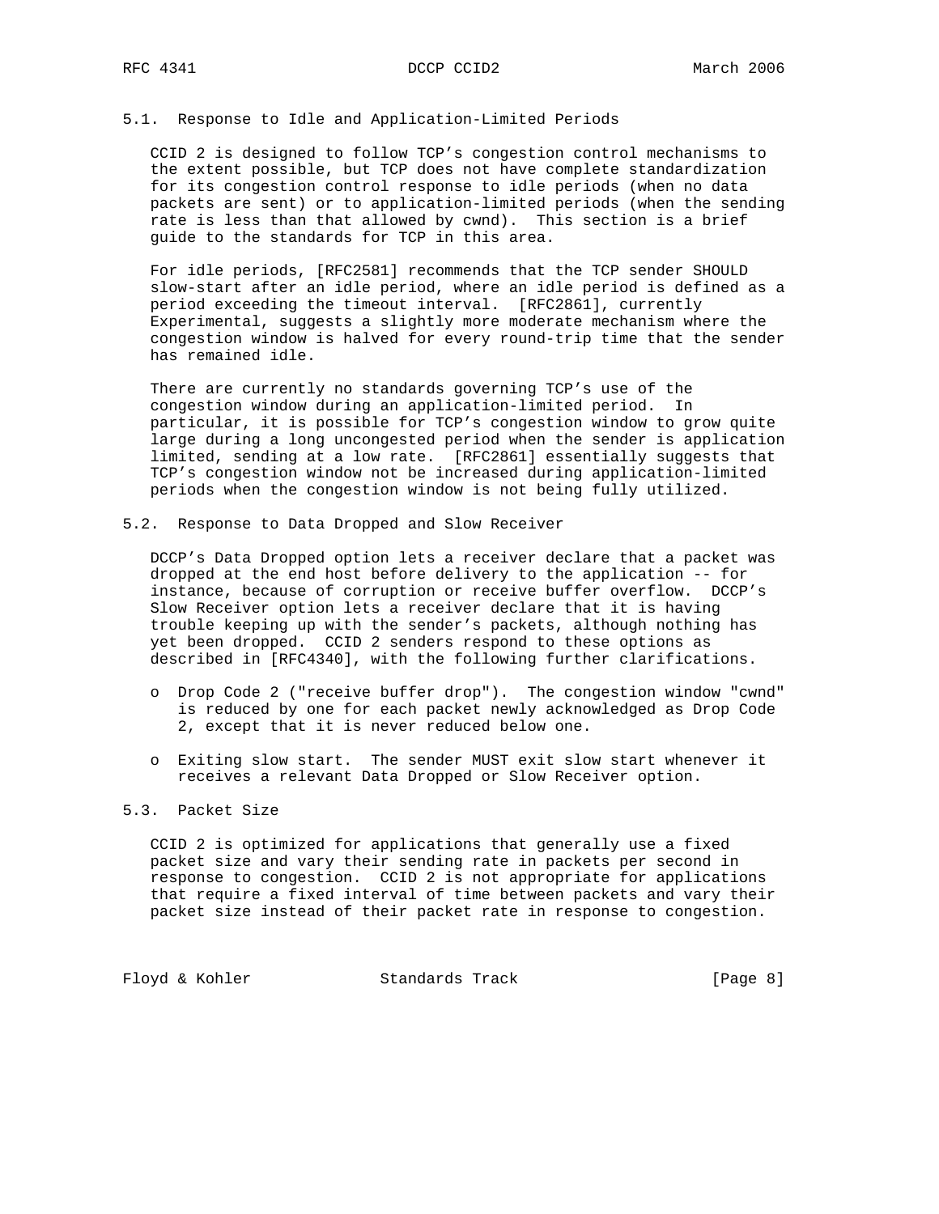### 5.1. Response to Idle and Application-Limited Periods

CCID 2 is designed to follow TCP's congestion control mechanisms to the extent possible, but TCP does not have complete standardization for its congestion control response to idle periods (when no data packets are sent) or to application-limited periods (when the sending rate is less than that allowed by cwnd). This section is a brief guide to the standards for TCP in this area.

For idle periods, [RFC2581] recommends that the TCP sender SHOULD slow-start after an idle period, where an idle period is defined as a period exceeding the timeout interval. [RFC2861], currently Experimental, suggests a slightly more moderate mechanism where the congestion window is halved for every round-trip time that the sender has remained idle.

There are currently no standards governing TCP's use of the congestion window during an application-limited period. In particular, it is possible for TCP's congestion window to grow quite large during a long uncongested period when the sender is application limited, sending at a low rate. [RFC2861] essentially suggests that TCP's congestion window not be increased during application-limited periods when the congestion window is not being fully utilized.

### 5.2. Response to Data Dropped and Slow Receiver

DCCP's Data Dropped option lets a receiver declare that a packet was dropped at the end host before delivery to the application -- for instance, because of corruption or receive buffer overflow. DCCP's Slow Receiver option lets a receiver declare that it is having trouble keeping up with the sender's packets, although nothing has yet been dropped. CCID 2 senders respond to these options as described in [RFC4340], with the following further clarifications.

- Drop Code 2 ("receive buffer drop"). The congestion window "cwnd" is reduced by one for each packet newly acknowledged as Drop Code 2, except that it is never reduced below one.

- Exiting slow start. The sender MUST exit slow start whenever it receives a relevant Data Dropped or Slow Receiver option.

### 5.3. Packet Size

CCID 2 is optimized for applications that generally use a fixed packet size and vary their sending rate in packets per second in response to congestion. CCID 2 is not appropriate for applications that require a fixed interval of time between packets and vary their packet size instead of their packet rate in response to congestion.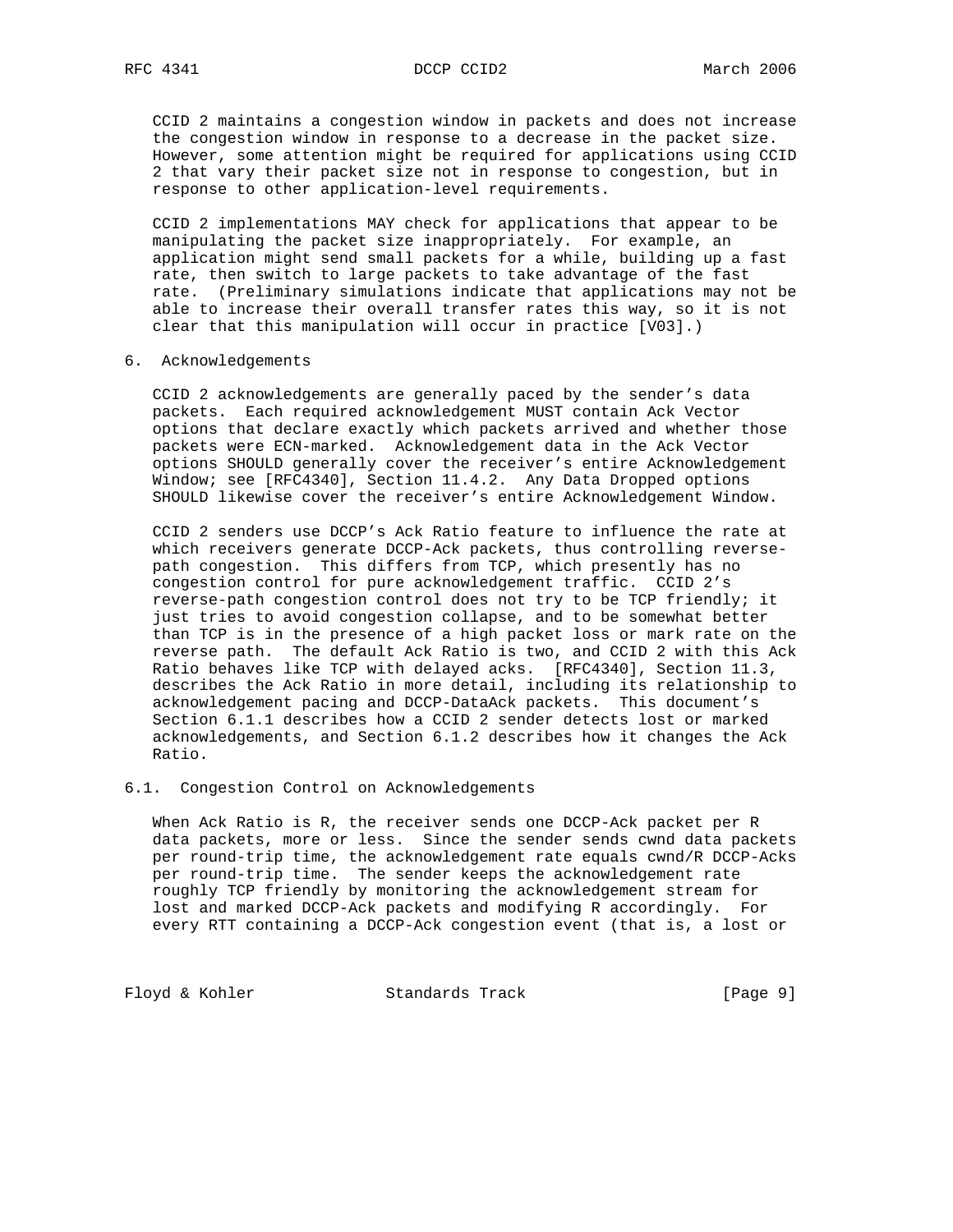CCID 2 maintains a congestion window in packets and does not increase the congestion window in response to a decrease in the packet size. However, some attention might be required for applications using CCID 2 that vary their packet size not in response to congestion, but in response to other application-level requirements.

CCID 2 implementations MAY check for applications that appear to be manipulating the packet size inappropriately. For example, an application might send small packets for a while, building up a fast rate, then switch to large packets to take advantage of the fast rate. (Preliminary simulations indicate that applications may not be able to increase their overall transfer rates this way, so it is not clear that this manipulation will occur in practice [V03].)

## 6. Acknowledgements

CCID 2 acknowledgements are generally paced by the sender's data packets. Each required acknowledgement MUST contain Ack Vector options that declare exactly which packets arrived and whether those packets were ECN-marked. Acknowledgement data in the Ack Vector options SHOULD generally cover the receiver's entire Acknowledgement Window; see [RFC4340], Section 11.4.2. Any Data Dropped options SHOULD likewise cover the receiver's entire Acknowledgement Window.

CCID 2 senders use DCCP's Ack Ratio feature to influence the rate at which receivers generate DCCP-Ack packets, thus controlling reverse-path congestion. This differs from TCP, which presently has no congestion control for pure acknowledgement traffic. CCID 2's reverse-path congestion control does not try to be TCP friendly; it just tries to avoid congestion collapse, and to be somewhat better than TCP is in the presence of a high packet loss or mark rate on the reverse path. The default Ack Ratio is two, and CCID 2 with this Ack Ratio behaves like TCP with delayed acks. [RFC4340], Section 11.3, describes the Ack Ratio in more detail, including its relationship to acknowledgement pacing and DCCP-DataAck packets. This document's Section 6.1.1 describes how a CCID 2 sender detects lost or marked acknowledgements, and Section 6.1.2 describes how it changes the Ack Ratio.

### 6.1. Congestion Control on Acknowledgements

When Ack Ratio is R, the receiver sends one DCCP-Ack packet per R data packets, more or less. Since the sender sends cwnd data packets per round-trip time, the acknowledgement rate equals cwnd/R DCCP-Acks per round-trip time. The sender keeps the acknowledgement rate roughly TCP friendly by monitoring the acknowledgement stream for lost and marked DCCP-Ack packets and modifying R accordingly. For every RTT containing a DCCP-Ack congestion event (that is, a lost or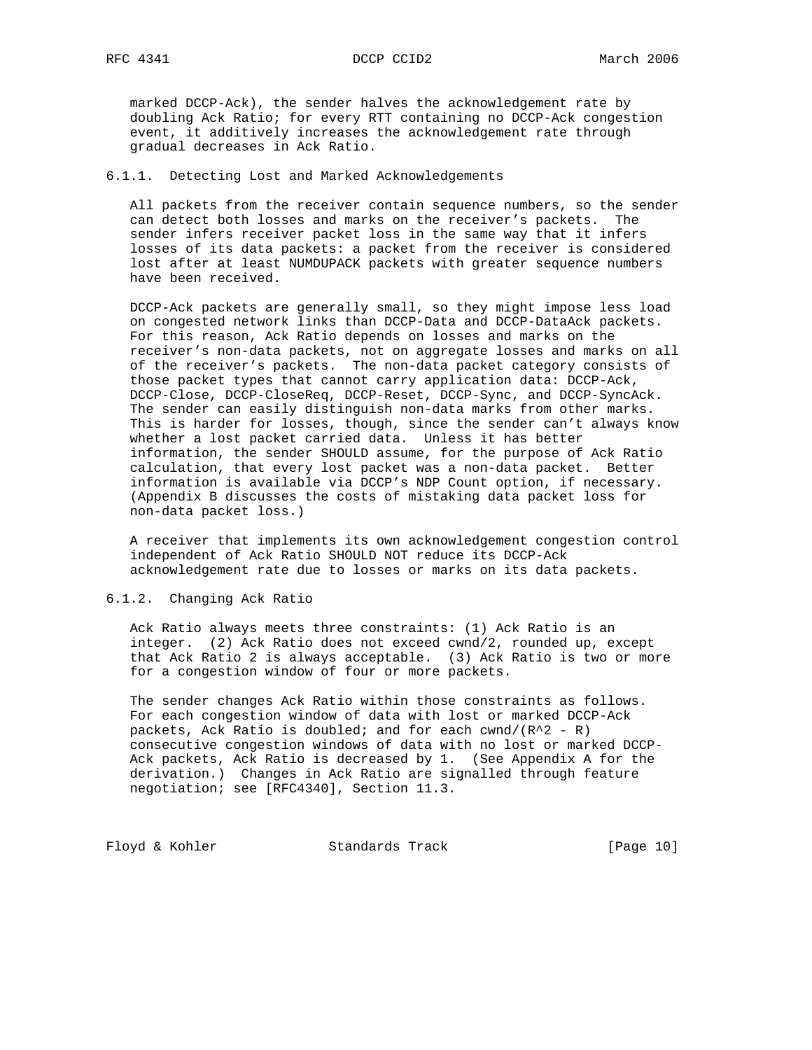marked DCCP-Ack), the sender halves the acknowledgement rate by doubling Ack Ratio; for every RTT containing no DCCP-Ack congestion event, it additively increases the acknowledgement rate through gradual decreases in Ack Ratio.

### 6.1.1. Detecting Lost and Marked Acknowledgements

All packets from the receiver contain sequence numbers, so the sender can detect both losses and marks on the receiver's packets. The sender infers receiver packet loss in the same way that it infers losses of its data packets: a packet from the receiver is considered lost after at least NUMDUPACK packets with greater sequence numbers have been received.

DCCP-Ack packets are generally small, so they might impose less load on congested network links than DCCP-Data and DCCP-DataAck packets. For this reason, Ack Ratio depends on losses and marks on the receiver's non-data packets, not on aggregate losses and marks on all of the receiver's packets. The non-data packet category consists of those packet types that cannot carry application data: DCCP-Ack, DCCP-Close, DCCP-CloseReq, DCCP-Reset, DCCP-Sync, and DCCP-SyncAck. The sender can easily distinguish non-data marks from other marks. This is harder for losses, though, since the sender can't always know whether a lost packet carried data. Unless it has better information, the sender SHOULD assume, for the purpose of Ack Ratio calculation, that every lost packet was a non-data packet. Better information is available via DCCP's NDP Count option, if necessary. (Appendix B discusses the costs of mistaking data packet loss for non-data packet loss.)

A receiver that implements its own acknowledgement congestion control independent of Ack Ratio SHOULD NOT reduce its DCCP-Ack acknowledgement rate due to losses or marks on its data packets.

### 6.1.2. Changing Ack Ratio

Ack Ratio always meets three constraints: (1) Ack Ratio is an integer. (2) Ack Ratio does not exceed cwnd/2, rounded up, except that Ack Ratio 2 is always acceptable. (3) Ack Ratio is two or more for a congestion window of four or more packets.

The sender changes Ack Ratio within those constraints as follows. For each congestion window of data with lost or marked DCCP-Ack packets, Ack Ratio is doubled; and for each $cwnd/(R^2 - R)$ consecutive congestion windows of data with no lost or marked DCCP-Ack packets, Ack Ratio is decreased by 1. (See Appendix A for the derivation.) Changes in Ack Ratio are signalled through feature negotiation; see [RFC4340], Section 11.3.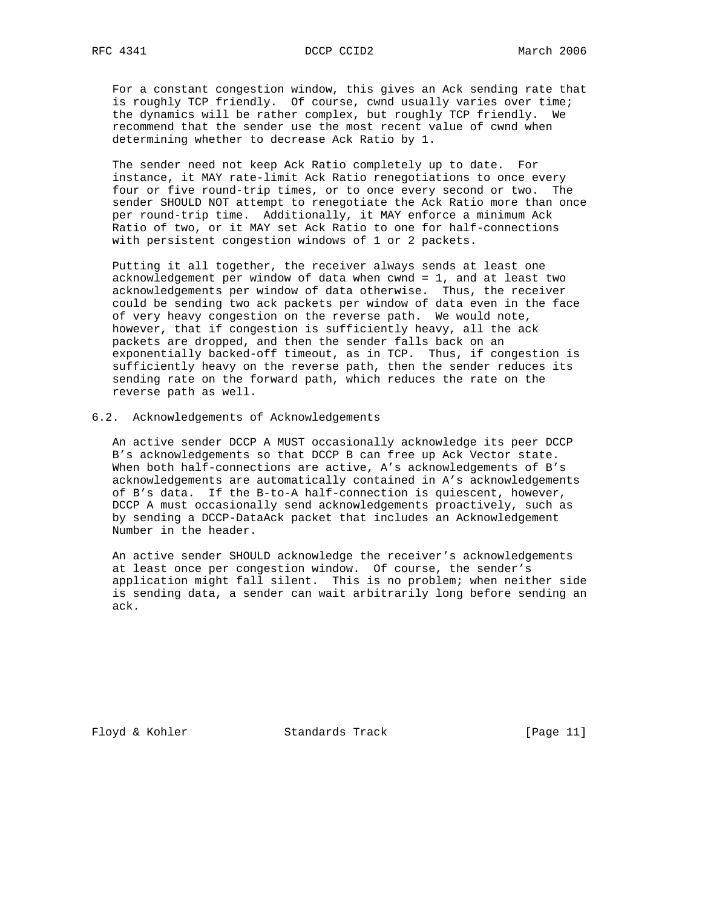For a constant congestion window, this gives an Ack sending rate that is roughly TCP friendly. Of course, cwnd usually varies over time; the dynamics will be rather complex, but roughly TCP friendly. We recommend that the sender use the most recent value of cwnd when determining whether to decrease Ack Ratio by 1.

The sender need not keep Ack Ratio completely up to date. For instance, it MAY rate-limit Ack Ratio renegotiations to once every four or five round-trip times, or to once every second or two. The sender SHOULD NOT attempt to renegotiate the Ack Ratio more than once per round-trip time. Additionally, it MAY enforce a minimum Ack Ratio of two, or it MAY set Ack Ratio to one for half-connections with persistent congestion windows of 1 or 2 packets.

Putting it all together, the receiver always sends at least one acknowledgement per window of data when cwnd = 1, and at least two acknowledgements per window of data otherwise. Thus, the receiver could be sending two ack packets per window of data even in the face of very heavy congestion on the reverse path. We would note, however, that if congestion is sufficiently heavy, all the ack packets are dropped, and then the sender falls back on an exponentially backed-off timeout, as in TCP. Thus, if congestion is sufficiently heavy on the reverse path, then the sender reduces its sending rate on the forward path, which reduces the rate on the reverse path as well.

## 6.2. Acknowledgements of Acknowledgements

An active sender DCCP A MUST occasionally acknowledge its peer DCCP B’s acknowledgements so that DCCP B can free up Ack Vector state. When both half-connections are active, A’s acknowledgements of B’s acknowledgements are automatically contained in A’s acknowledgements of B’s data. If the B-to-A half-connection is quiescent, however, DCCP A must occasionally send acknowledgements proactively, such as by sending a DCCP-DataAck packet that includes an Acknowledgement Number in the header.

An active sender SHOULD acknowledge the receiver’s acknowledgements at least once per congestion window. Of course, the sender’s application might fall silent. This is no problem; when neither side is sending data, a sender can wait arbitrarily long before sending an ack.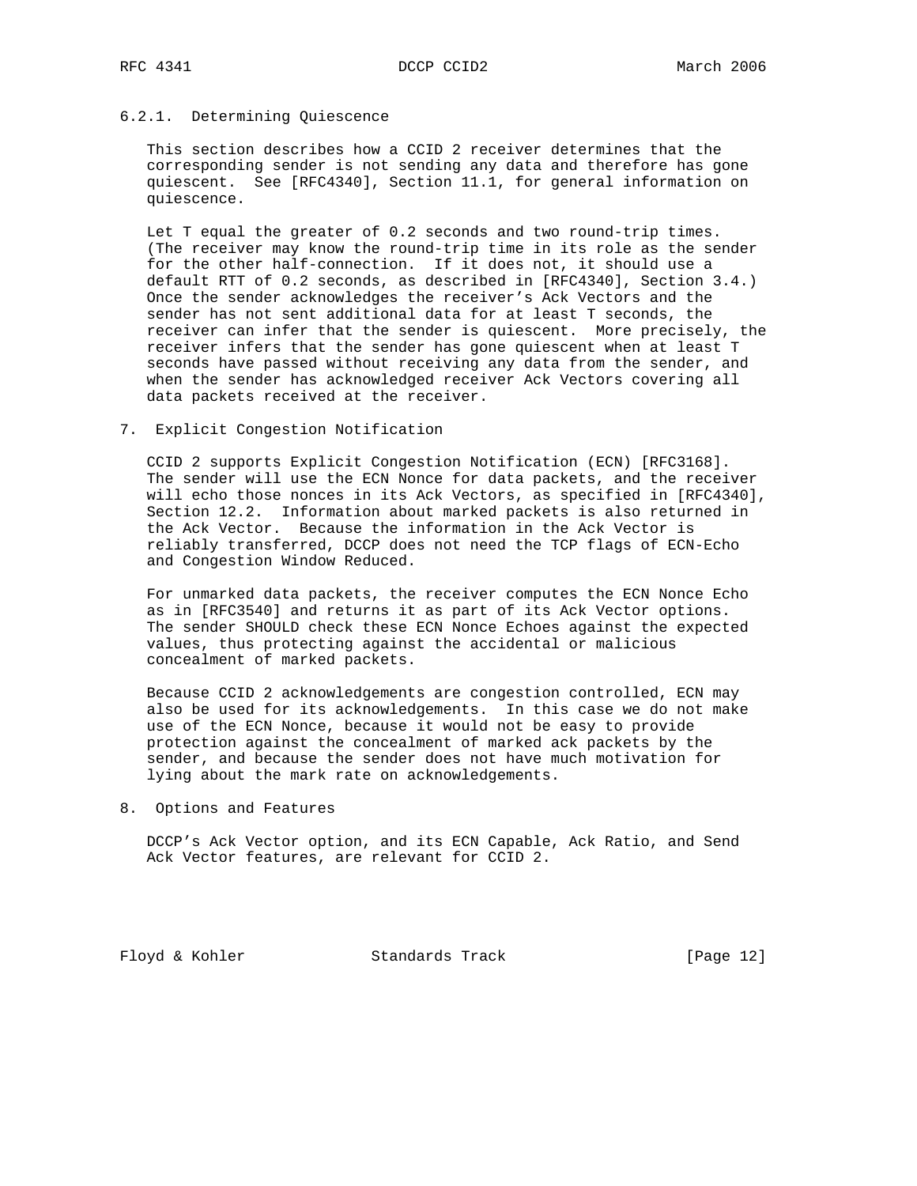### 6.2.1. Determining Quiescence

This section describes how a CCID 2 receiver determines that the corresponding sender is not sending any data and therefore has gone quiescent. See [RFC4340], Section 11.1, for general information on quiescence.

Let T equal the greater of 0.2 seconds and two round-trip times. (The receiver may know the round-trip time in its role as the sender for the other half-connection. If it does not, it should use a default RTT of 0.2 seconds, as described in [RFC4340], Section 3.4.) Once the sender acknowledges the receiver's Ack Vectors and the sender has not sent additional data for at least T seconds, the receiver can infer that the sender is quiescent. More precisely, the receiver infers that the sender has gone quiescent when at least T seconds have passed without receiving any data from the sender, and when the sender has acknowledged receiver Ack Vectors covering all data packets received at the receiver.

## 7. Explicit Congestion Notification

CCID 2 supports Explicit Congestion Notification (ECN) [RFC3168]. The sender will use the ECN Nonce for data packets, and the receiver will echo those nonces in its Ack Vectors, as specified in [RFC4340], Section 12.2. Information about marked packets is also returned in the Ack Vector. Because the information in the Ack Vector is reliably transferred, DCCP does not need the TCP flags of ECN-Echo and Congestion Window Reduced.

For unmarked data packets, the receiver computes the ECN Nonce Echo as in [RFC3540] and returns it as part of its Ack Vector options. The sender SHOULD check these ECN Nonce Echoes against the expected values, thus protecting against the accidental or malicious concealment of marked packets.

Because CCID 2 acknowledgements are congestion controlled, ECN may also be used for its acknowledgements. In this case we do not make use of the ECN Nonce, because it would not be easy to provide protection against the concealment of marked ack packets by the sender, and because the sender does not have much motivation for lying about the mark rate on acknowledgements.

## 8. Options and Features

DCCP's Ack Vector option, and its ECN Capable, Ack Ratio, and Send Ack Vector features, are relevant for CCID 2.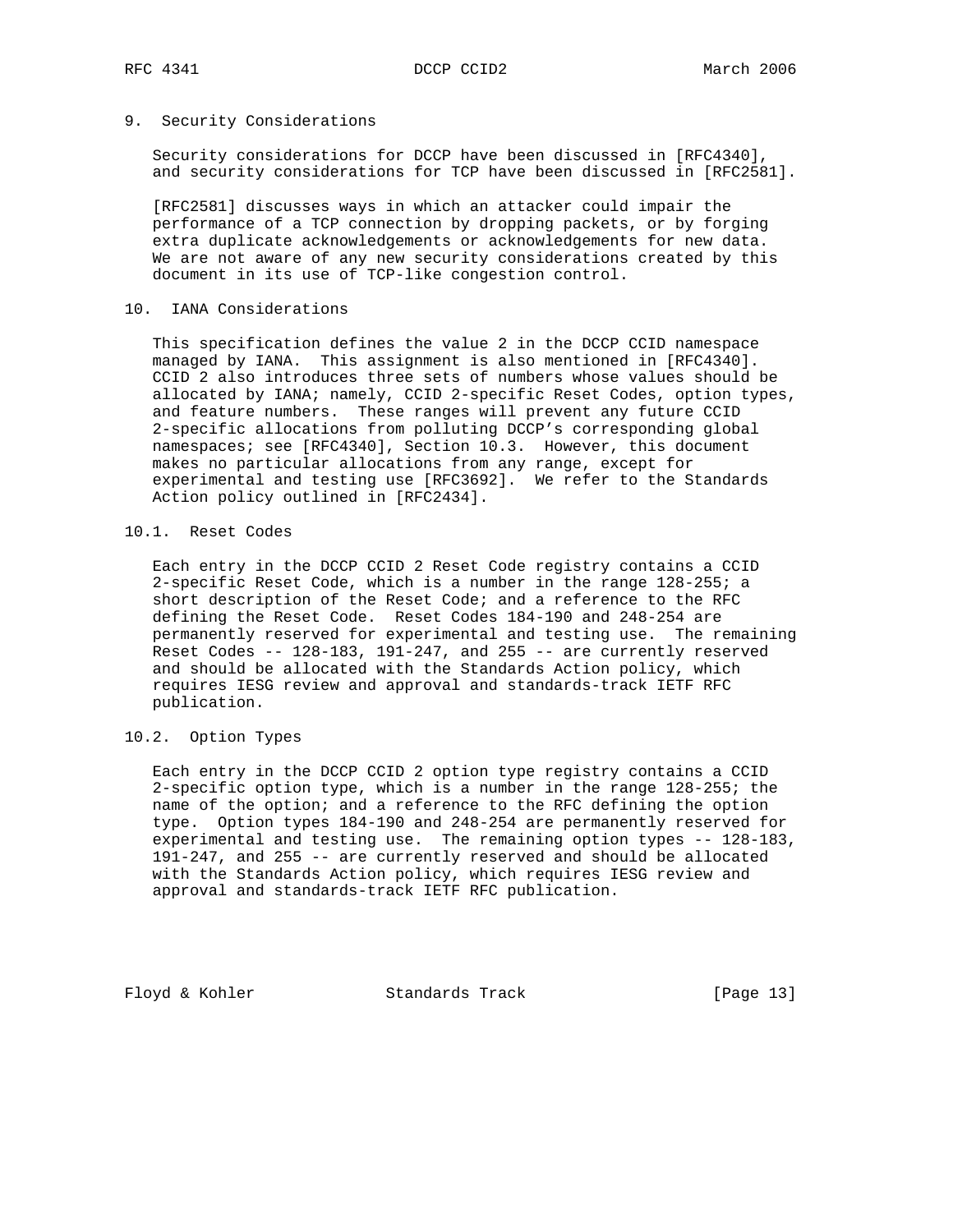## 9. Security Considerations

Security considerations for DCCP have been discussed in [RFC4340], and security considerations for TCP have been discussed in [RFC2581].

[RFC2581] discusses ways in which an attacker could impair the performance of a TCP connection by dropping packets, or by forging extra duplicate acknowledgements or acknowledgements for new data. We are not aware of any new security considerations created by this document in its use of TCP-like congestion control.

## 10. IANA Considerations

This specification defines the value 2 in the DCCP CCID namespace managed by IANA. This assignment is also mentioned in [RFC4340]. CCID 2 also introduces three sets of numbers whose values should be allocated by IANA; namely, CCID 2-specific Reset Codes, option types, and feature numbers. These ranges will prevent any future CCID 2-specific allocations from polluting DCCP's corresponding global namespaces; see [RFC4340], Section 10.3. However, this document makes no particular allocations from any range, except for experimental and testing use [RFC3692]. We refer to the Standards Action policy outlined in [RFC2434].

### 10.1. Reset Codes

Each entry in the DCCP CCID 2 Reset Code registry contains a CCID 2-specific Reset Code, which is a number in the range 128-255; a short description of the Reset Code; and a reference to the RFC defining the Reset Code. Reset Codes 184-190 and 248-254 are permanently reserved for experimental and testing use. The remaining Reset Codes -- 128-183, 191-247, and 255 -- are currently reserved and should be allocated with the Standards Action policy, which requires IESG review and approval and standards-track IETF RFC publication.

### 10.2. Option Types

Each entry in the DCCP CCID 2 option type registry contains a CCID 2-specific option type, which is a number in the range 128-255; the name of the option; and a reference to the RFC defining the option type. Option types 184-190 and 248-254 are permanently reserved for experimental and testing use. The remaining option types -- 128-183, 191-247, and 255 -- are currently reserved and should be allocated with the Standards Action policy, which requires IESG review and approval and standards-track IETF RFC publication.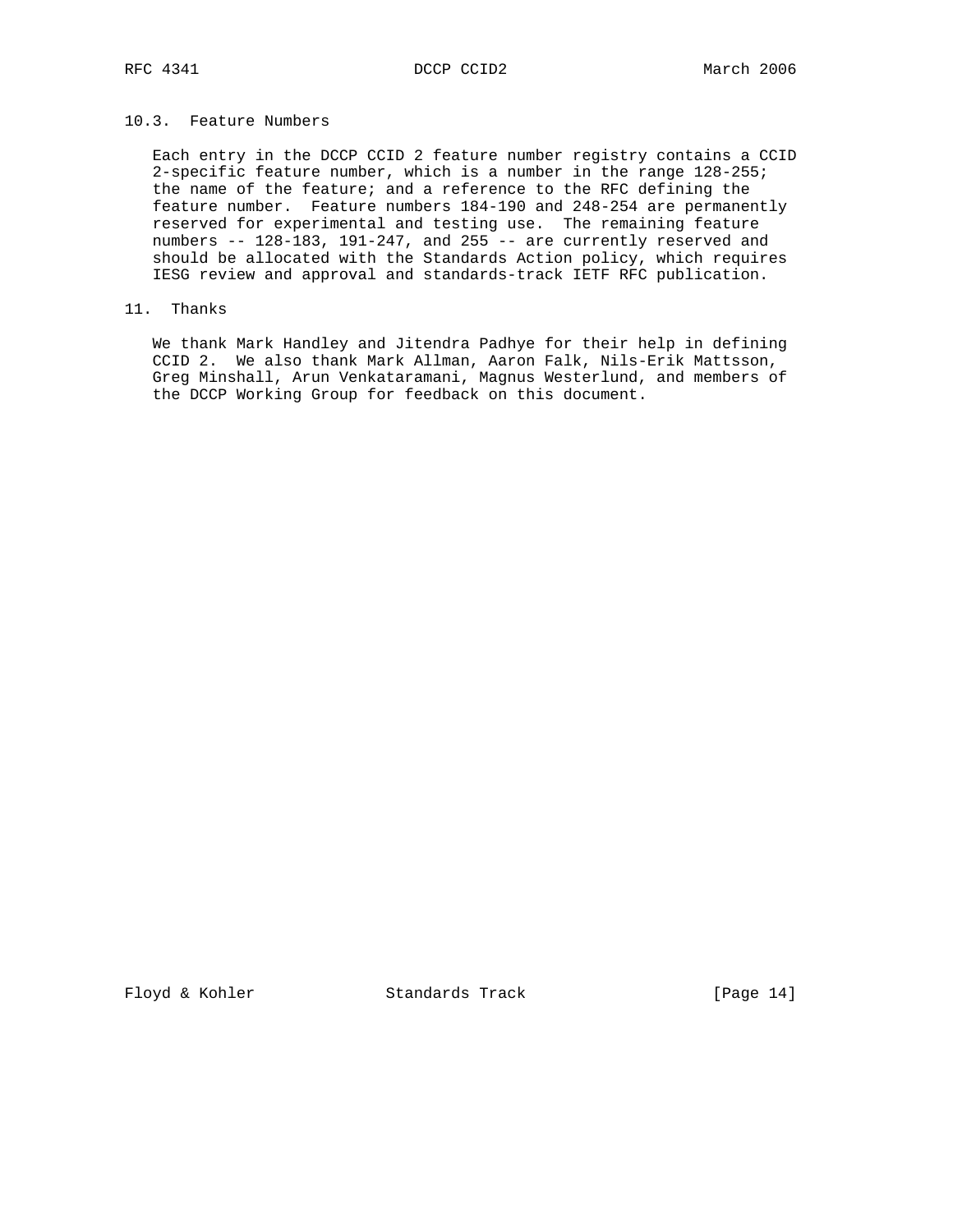### 10.3. Feature Numbers

Each entry in the DCCP CCID 2 feature number registry contains a CCID 2-specific feature number, which is a number in the range 128-255; the name of the feature; and a reference to the RFC defining the feature number. Feature numbers 184-190 and 248-254 are permanently reserved for experimental and testing use. The remaining feature numbers -- 128-183, 191-247, and 255 -- are currently reserved and should be allocated with the Standards Action policy, which requires IESG review and approval and standards-track IETF RFC publication.

## 11. Thanks

We thank Mark Handley and Jitendra Padhye for their help in defining CCID 2. We also thank Mark Allman, Aaron Falk, Nils-Erik Mattsson, Greg Minshall, Arun Venkataramani, Magnus Westerlund, and members of the DCCP Working Group for feedback on this document.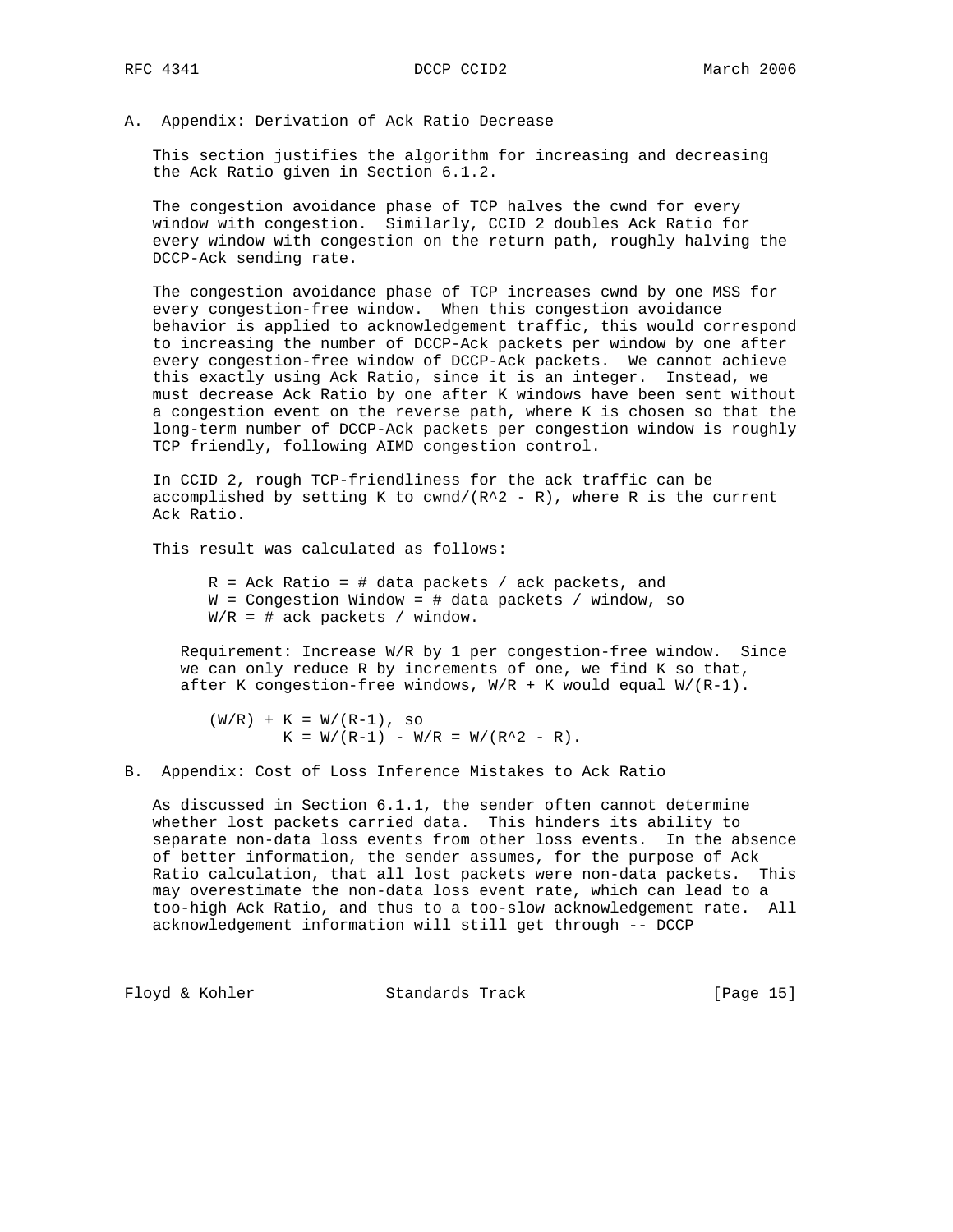## A. Appendix: Derivation of Ack Ratio Decrease

This section justifies the algorithm for increasing and decreasing the Ack Ratio given in Section 6.1.2.

The congestion avoidance phase of TCP halves the cwnd for every window with congestion. Similarly, CCID 2 doubles Ack Ratio for every window with congestion on the return path, roughly halving the DCCP-Ack sending rate.

The congestion avoidance phase of TCP increases cwnd by one MSS for every congestion-free window. When this congestion avoidance behavior is applied to acknowledgement traffic, this would correspond to increasing the number of DCCP-Ack packets per window by one after every congestion-free window of DCCP-Ack packets. We cannot achieve this exactly using Ack Ratio, since it is an integer. Instead, we must decrease Ack Ratio by one after K windows have been sent without a congestion event on the reverse path, where K is chosen so that the long-term number of DCCP-Ack packets per congestion window is roughly TCP friendly, following AIMD congestion control.

In CCID 2, rough TCP-friendliness for the ack traffic can be accomplished by setting K to $cwnd/(R^2 - R)$, where R is the current Ack Ratio.

This result was calculated as follows:

$R$ = Ack Ratio = # data packets / ack packets, and
$W$ = Congestion Window = # data packets / window, so
$W/R$ = # ack packets / window.

Requirement: Increase $W/R$ by 1 per congestion-free window. Since we can only reduce R by increments of one, we find K so that, after K congestion-free windows, $W/R + K$ would equal $W/(R-1)$.

$$(W/R) + K = W/(R-1), \text{ so}$$
$$K = W/(R-1) - W/R = W/(R^2 - R).$$

## B. Appendix: Cost of Loss Inference Mistakes to Ack Ratio

As discussed in Section 6.1.1, the sender often cannot determine whether lost packets carried data. This hinders its ability to separate non-data loss events from other loss events. In the absence of better information, the sender assumes, for the purpose of Ack Ratio calculation, that all lost packets were non-data packets. This may overestimate the non-data loss event rate, which can lead to a too-high Ack Ratio, and thus to a too-slow acknowledgement rate. All acknowledgement information will still get through -- DCCP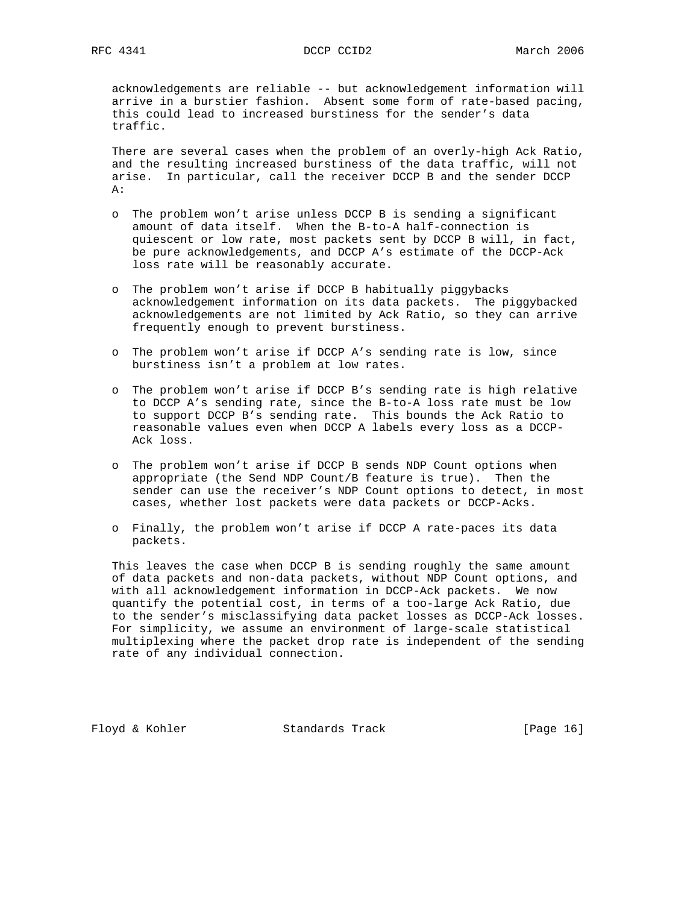acknowledgements are reliable -- but acknowledgement information will arrive in a burstier fashion. Absent some form of rate-based pacing, this could lead to increased burstiness for the sender's data traffic.

There are several cases when the problem of an overly-high Ack Ratio, and the resulting increased burstiness of the data traffic, will not arise. In particular, call the receiver DCCP B and the sender DCCP A:

- The problem won't arise unless DCCP B is sending a significant amount of data itself. When the B-to-A half-connection is quiescent or low rate, most packets sent by DCCP B will, in fact, be pure acknowledgements, and DCCP A's estimate of the DCCP-Ack loss rate will be reasonably accurate.

- The problem won't arise if DCCP B habitually piggybacks acknowledgement information on its data packets. The piggybacked acknowledgements are not limited by Ack Ratio, so they can arrive frequently enough to prevent burstiness.

- The problem won't arise if DCCP A's sending rate is low, since burstiness isn't a problem at low rates.

- The problem won't arise if DCCP B's sending rate is high relative to DCCP A's sending rate, since the B-to-A loss rate must be low to support DCCP B's sending rate. This bounds the Ack Ratio to reasonable values even when DCCP A labels every loss as a DCCP-Ack loss.

- The problem won't arise if DCCP B sends NDP Count options when appropriate (the Send NDP Count/B feature is true). Then the sender can use the receiver's NDP Count options to detect, in most cases, whether lost packets were data packets or DCCP-Acks.

- Finally, the problem won't arise if DCCP A rate-paces its data packets.

This leaves the case when DCCP B is sending roughly the same amount of data packets and non-data packets, without NDP Count options, and with all acknowledgement information in DCCP-Ack packets. We now quantify the potential cost, in terms of a too-large Ack Ratio, due to the sender's misclassifying data packet losses as DCCP-Ack losses. For simplicity, we assume an environment of large-scale statistical multiplexing where the packet drop rate is independent of the sending rate of any individual connection.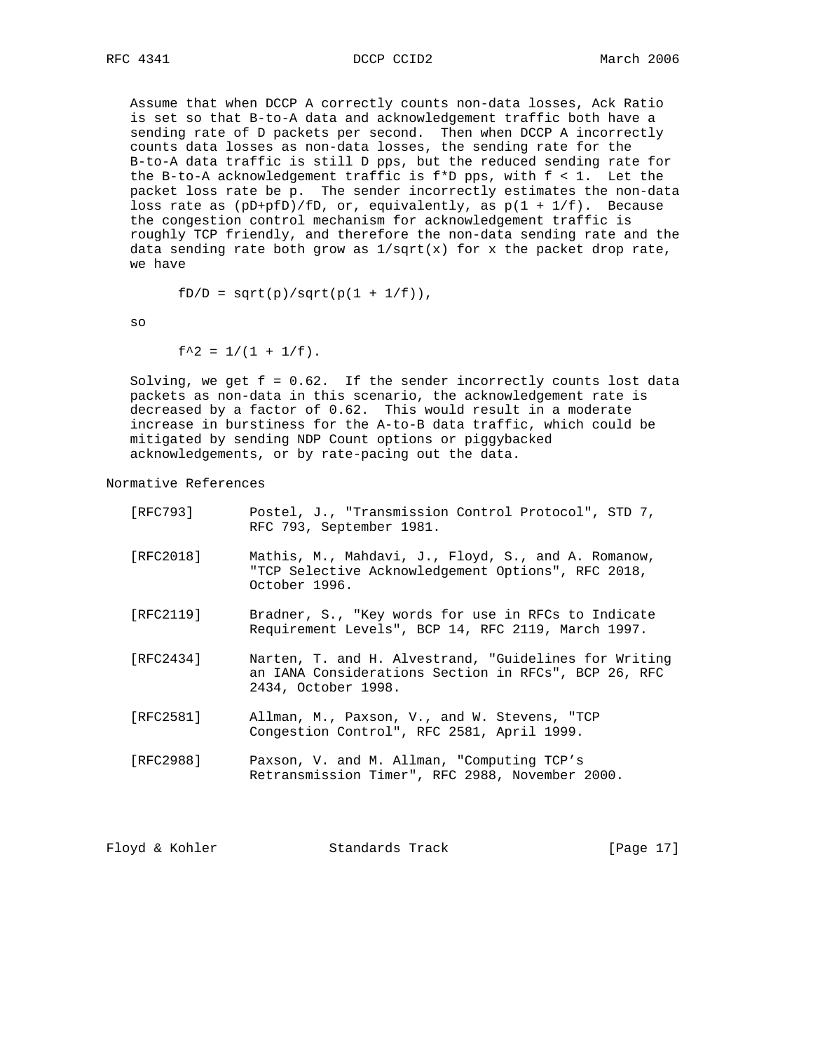Assume that when DCCP A correctly counts non-data losses, Ack Ratio is set so that B-to-A data and acknowledgement traffic both have a sending rate of D packets per second. Then when DCCP A incorrectly counts data losses as non-data losses, the sending rate for the B-to-A data traffic is still D pps, but the reduced sending rate for the B-to-A acknowledgement traffic is $f*D$ pps, with $f < 1$. Let the packet loss rate be p. The sender incorrectly estimates the non-data loss rate as $(pD+pfD)/fD$, or, equivalently, as $p(1 + 1/f)$. Because the congestion control mechanism for acknowledgement traffic is roughly TCP friendly, and therefore the non-data sending rate and the data sending rate both grow as $1/\sqrt{x}$ for x the packet drop rate, we have

$$fD/D = \sqrt{p}/\sqrt{p(1 + 1/f)},$$

so

$$f^2 = 1/(1 + 1/f).$$

Solving, we get $f = 0.62$. If the sender incorrectly counts lost data packets as non-data in this scenario, the acknowledgement rate is decreased by a factor of 0.62. This would result in a moderate increase in burstiness for the A-to-B data traffic, which could be mitigated by sending NDP Count options or piggybacked acknowledgements, or by rate-pacing out the data.

# Normative References

[RFC793] Postel, J., "Transmission Control Protocol", STD 7, RFC 793, September 1981.

[RFC2018] Mathis, M., Mahdavi, J., Floyd, S., and A. Romanow, "TCP Selective Acknowledgement Options", RFC 2018, October 1996.

[RFC2119] Bradner, S., "Key words for use in RFCs to Indicate Requirement Levels", BCP 14, RFC 2119, March 1997.

[RFC2434] Narten, T. and H. Alvestrand, "Guidelines for Writing an IANA Considerations Section in RFCs", BCP 26, RFC 2434, October 1998.

[RFC2581] Allman, M., Paxson, V., and W. Stevens, "TCP Congestion Control", RFC 2581, April 1999.

[RFC2988] Paxson, V. and M. Allman, "Computing TCP's Retransmission Timer", RFC 2988, November 2000.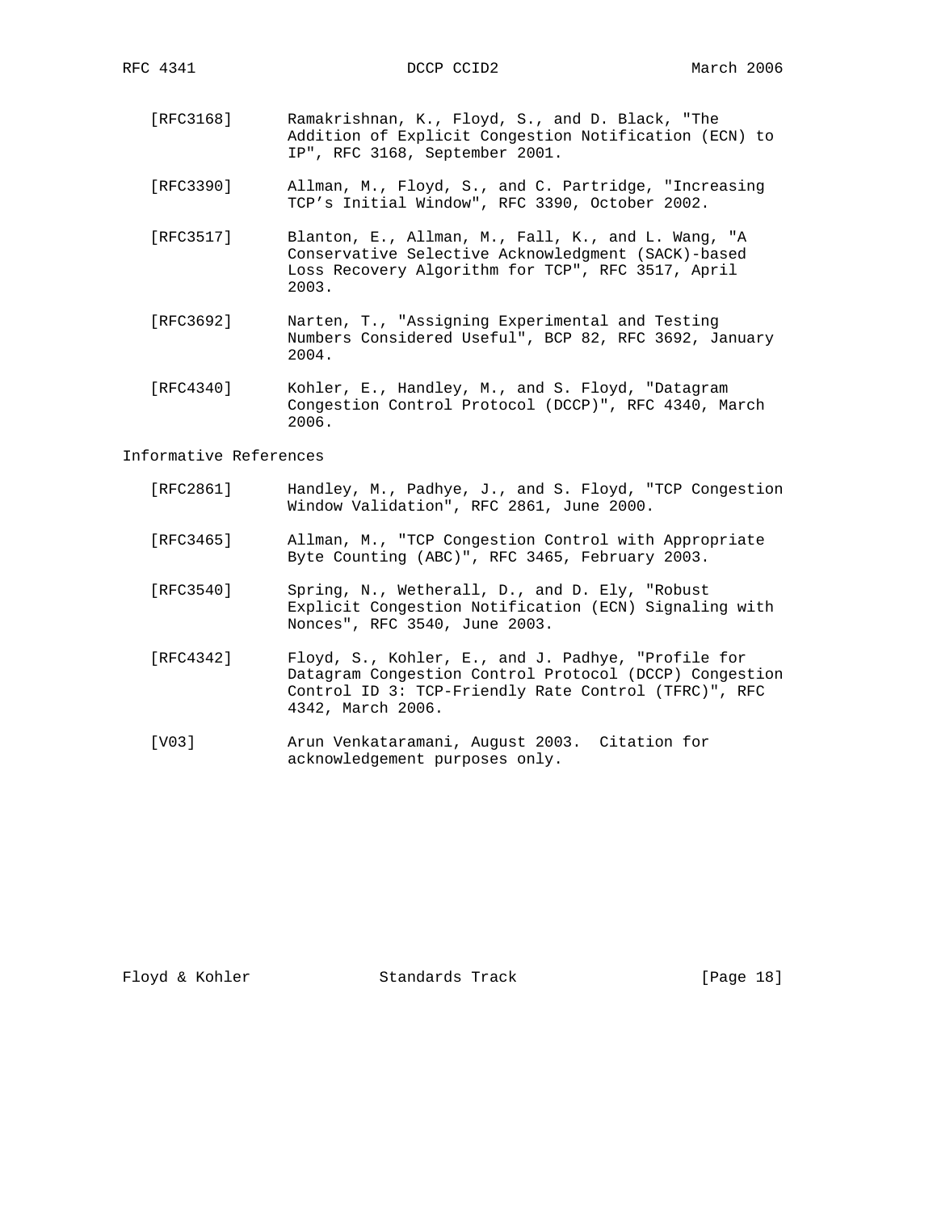[RFC3168] Ramakrishnan, K., Floyd, S., and D. Black, "The Addition of Explicit Congestion Notification (ECN) to IP", RFC 3168, September 2001.

[RFC3390] Allman, M., Floyd, S., and C. Partridge, "Increasing TCP's Initial Window", RFC 3390, October 2002.

[RFC3517] Blanton, E., Allman, M., Fall, K., and L. Wang, "A Conservative Selective Acknowledgment (SACK)-based Loss Recovery Algorithm for TCP", RFC 3517, April 2003.

[RFC3692] Narten, T., "Assigning Experimental and Testing Numbers Considered Useful", BCP 82, RFC 3692, January 2004.

[RFC4340] Kohler, E., Handley, M., and S. Floyd, "Datagram Congestion Control Protocol (DCCP)", RFC 4340, March 2006.

## Informative References

[RFC2861] Handley, M., Padhye, J., and S. Floyd, "TCP Congestion Window Validation", RFC 2861, June 2000.

[RFC3465] Allman, M., "TCP Congestion Control with Appropriate Byte Counting (ABC)", RFC 3465, February 2003.

[RFC3540] Spring, N., Wetherall, D., and D. Ely, "Robust Explicit Congestion Notification (ECN) Signaling with Nonces", RFC 3540, June 2003.

[RFC4342] Floyd, S., Kohler, E., and J. Padhye, "Profile for Datagram Congestion Control Protocol (DCCP) Congestion Control ID 3: TCP-Friendly Rate Control (TFRC)", RFC 4342, March 2006.

[V03] Arun Venkataramani, August 2003. Citation for acknowledgement purposes only.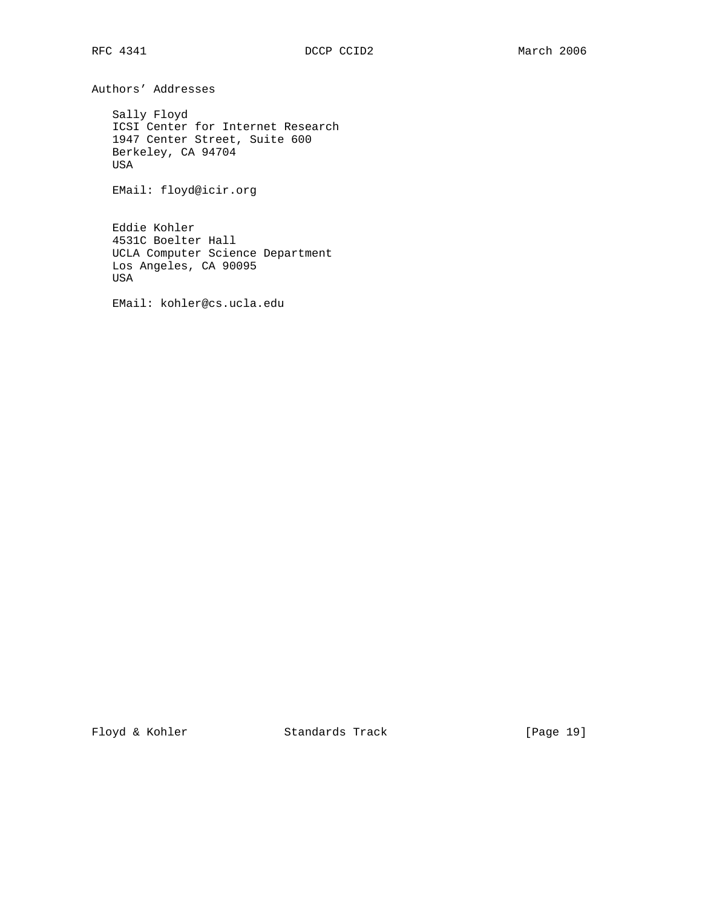## Authors' Addresses

Sally Floyd
ICSI Center for Internet Research
1947 Center Street, Suite 600
Berkeley, CA 94704
USA

EMail: floyd@icir.org

Eddie Kohler
4531C Boelter Hall
UCLA Computer Science Department
Los Angeles, CA 90095
USA

EMail: kohler@cs.ucla.edu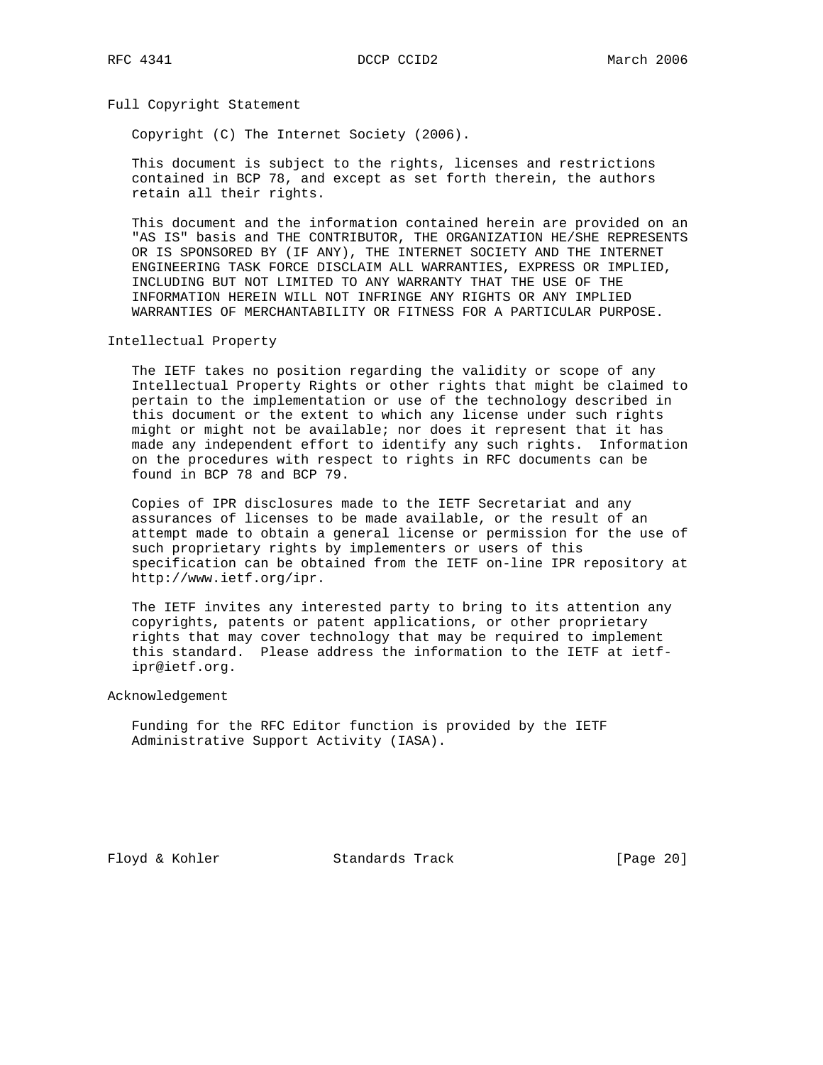## Full Copyright Statement

Copyright (C) The Internet Society (2006).

This document is subject to the rights, licenses and restrictions contained in BCP 78, and except as set forth therein, the authors retain all their rights.

This document and the information contained herein are provided on an "AS IS" basis and THE CONTRIBUTOR, THE ORGANIZATION HE/SHE REPRESENTS OR IS SPONSORED BY (IF ANY), THE INTERNET SOCIETY AND THE INTERNET ENGINEERING TASK FORCE DISCLAIM ALL WARRANTIES, EXPRESS OR IMPLIED, INCLUDING BUT NOT LIMITED TO ANY WARRANTY THAT THE USE OF THE INFORMATION HEREIN WILL NOT INFRINGE ANY RIGHTS OR ANY IMPLIED WARRANTIES OF MERCHANTABILITY OR FITNESS FOR A PARTICULAR PURPOSE.

## Intellectual Property

The IETF takes no position regarding the validity or scope of any Intellectual Property Rights or other rights that might be claimed to pertain to the implementation or use of the technology described in this document or the extent to which any license under such rights might or might not be available; nor does it represent that it has made any independent effort to identify any such rights. Information on the procedures with respect to rights in RFC documents can be found in BCP 78 and BCP 79.

Copies of IPR disclosures made to the IETF Secretariat and any assurances of licenses to be made available, or the result of an attempt made to obtain a general license or permission for the use of such proprietary rights by implementers or users of this specification can be obtained from the IETF on-line IPR repository at http://www.ietf.org/ipr.

The IETF invites any interested party to bring to its attention any copyrights, patents or patent applications, or other proprietary rights that may cover technology that may be required to implement this standard. Please address the information to the IETF at ietf-ipr@ietf.org.

## Acknowledgement

Funding for the RFC Editor function is provided by the IETF Administrative Support Activity (IASA).